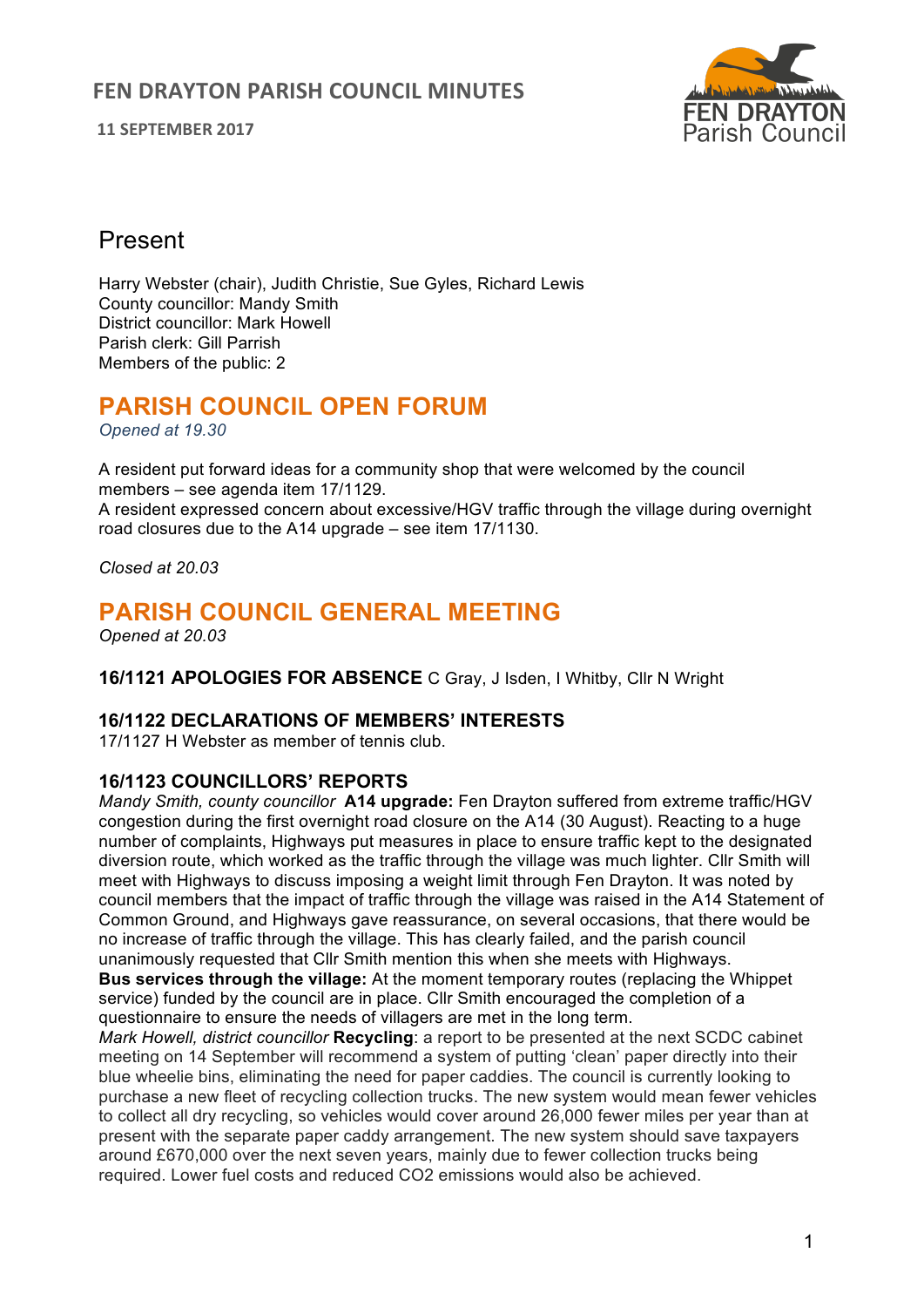# FEN DRAYTON PARISH COUNCIL MINUTES

**11 SEPTEMBER 2017**

## Present

Harry Webster (chair), Judith Christie, Sue Gyles, Richard Lewis
County councillor: Mandy Smith
District councillor: Mark Howell
Parish clerk: Gill Parrish
Members of the public: 2

## PARISH COUNCIL OPEN FORUM

*Opened at 19.30*

A resident put forward ideas for a community shop that were welcomed by the council members – see agenda item 17/1129.
A resident expressed concern about excessive/HGV traffic through the village during overnight road closures due to the A14 upgrade – see item 17/1130.

*Closed at 20.03*

## PARISH COUNCIL GENERAL MEETING

*Opened at 20.03*

### 16/1121 APOLOGIES FOR ABSENCE
C Gray, J Isden, I Whitby, Cllr N Wright

### 16/1122 DECLARATIONS OF MEMBERS' INTERESTS

17/1127 H Webster as member of tennis club.

### 16/1123 COUNCILLORS' REPORTS

*Mandy Smith, county councillor* **A14 upgrade:** Fen Drayton suffered from extreme traffic/HGV congestion during the first overnight road closure on the A14 (30 August). Reacting to a huge number of complaints, Highways put measures in place to ensure traffic kept to the designated diversion route, which worked as the traffic through the village was much lighter. Cllr Smith will meet with Highways to discuss imposing a weight limit through Fen Drayton. It was noted by council members that the impact of traffic through the village was raised in the A14 Statement of Common Ground, and Highways gave reassurance, on several occasions, that there would be no increase of traffic through the village. This has clearly failed, and the parish council unanimously requested that Cllr Smith mention this when she meets with Highways.

**Bus services through the village:** At the moment temporary routes (replacing the Whippet service) funded by the council are in place. Cllr Smith encouraged the completion of a questionnaire to ensure the needs of villagers are met in the long term.

*Mark Howell, district councillor* **Recycling**: a report to be presented at the next SCDC cabinet meeting on 14 September will recommend a system of putting 'clean' paper directly into their blue wheelie bins, eliminating the need for paper caddies. The council is currently looking to purchase a new fleet of recycling collection trucks. The new system would mean fewer vehicles to collect all dry recycling, so vehicles would cover around 26,000 fewer miles per year than at present with the separate paper caddy arrangement. The new system should save taxpayers around £670,000 over the next seven years, mainly due to fewer collection trucks being required. Lower fuel costs and reduced $CO_2$ emissions would also be achieved.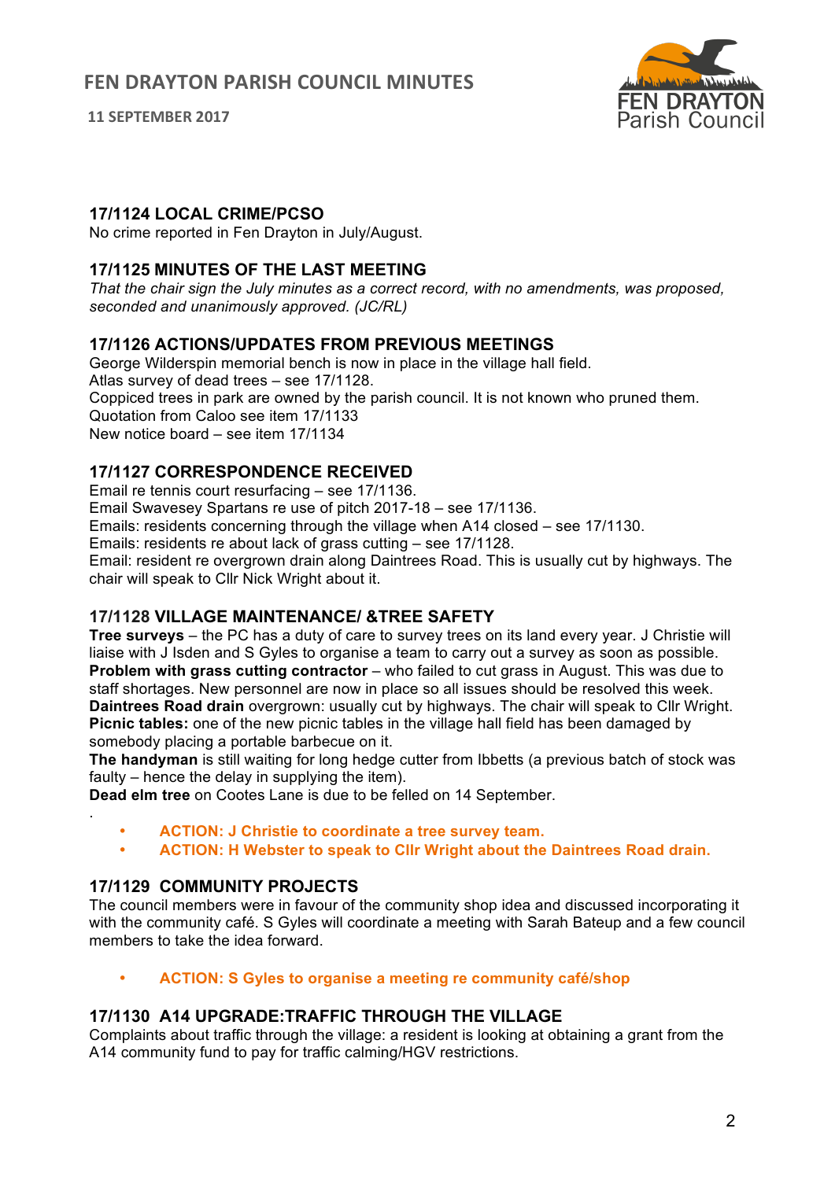### 17/1124 LOCAL CRIME/PCSO

No crime reported in Fen Drayton in July/August.

### 17/1125 MINUTES OF THE LAST MEETING

*That the chair sign the July minutes as a correct record, with no amendments, was proposed, seconded and unanimously approved. (JC/RL)*

### 17/1126 ACTIONS/UPDATES FROM PREVIOUS MEETINGS

George Wilderspin memorial bench is now in place in the village hall field.
Atlas survey of dead trees – see 17/1128.
Coppiced trees in park are owned by the parish council. It is not known who pruned them.
Quotation from Caloo see item 17/1133
New notice board – see item 17/1134

### 17/1127 CORRESPONDENCE RECEIVED

Email re tennis court resurfacing – see 17/1136.
Email Swavesey Spartans re use of pitch 2017-18 – see 17/1136.
Emails: residents concerning through the village when A14 closed – see 17/1130.
Emails: residents re about lack of grass cutting – see 17/1128.
Email: resident re overgrown drain along Daintrees Road. This is usually cut by highways. The chair will speak to Cllr Nick Wright about it.

### 17/1128 VILLAGE MAINTENANCE/ &TREE SAFETY

**Tree surveys** – the PC has a duty of care to survey trees on its land every year. J Christie will liaise with J Isden and S Gyles to organise a team to carry out a survey as soon as possible.
**Problem with grass cutting contractor** – who failed to cut grass in August. This was due to staff shortages. New personnel are now in place so all issues should be resolved this week.
**Daintrees Road drain** overgrown: usually cut by highways. The chair will speak to Cllr Wright.
**Picnic tables:** one of the new picnic tables in the village hall field has been damaged by somebody placing a portable barbecue on it.
**The handyman** is still waiting for long hedge cutter from Ibbetts (a previous batch of stock was faulty – hence the delay in supplying the item).
**Dead elm tree** on Cootes Lane is due to be felled on 14 September.

.

- **ACTION: J Christie to coordinate a tree survey team.**
- **ACTION: H Webster to speak to Cllr Wright about the Daintrees Road drain.**

### 17/1129 COMMUNITY PROJECTS

The council members were in favour of the community shop idea and discussed incorporating it with the community café. S Gyles will coordinate a meeting with Sarah Bateup and a few council members to take the idea forward.

- **ACTION: S Gyles to organise a meeting re community café/shop**

### 17/1130 A14 UPGRADE:TRAFFIC THROUGH THE VILLAGE

Complaints about traffic through the village: a resident is looking at obtaining a grant from the A14 community fund to pay for traffic calming/HGV restrictions.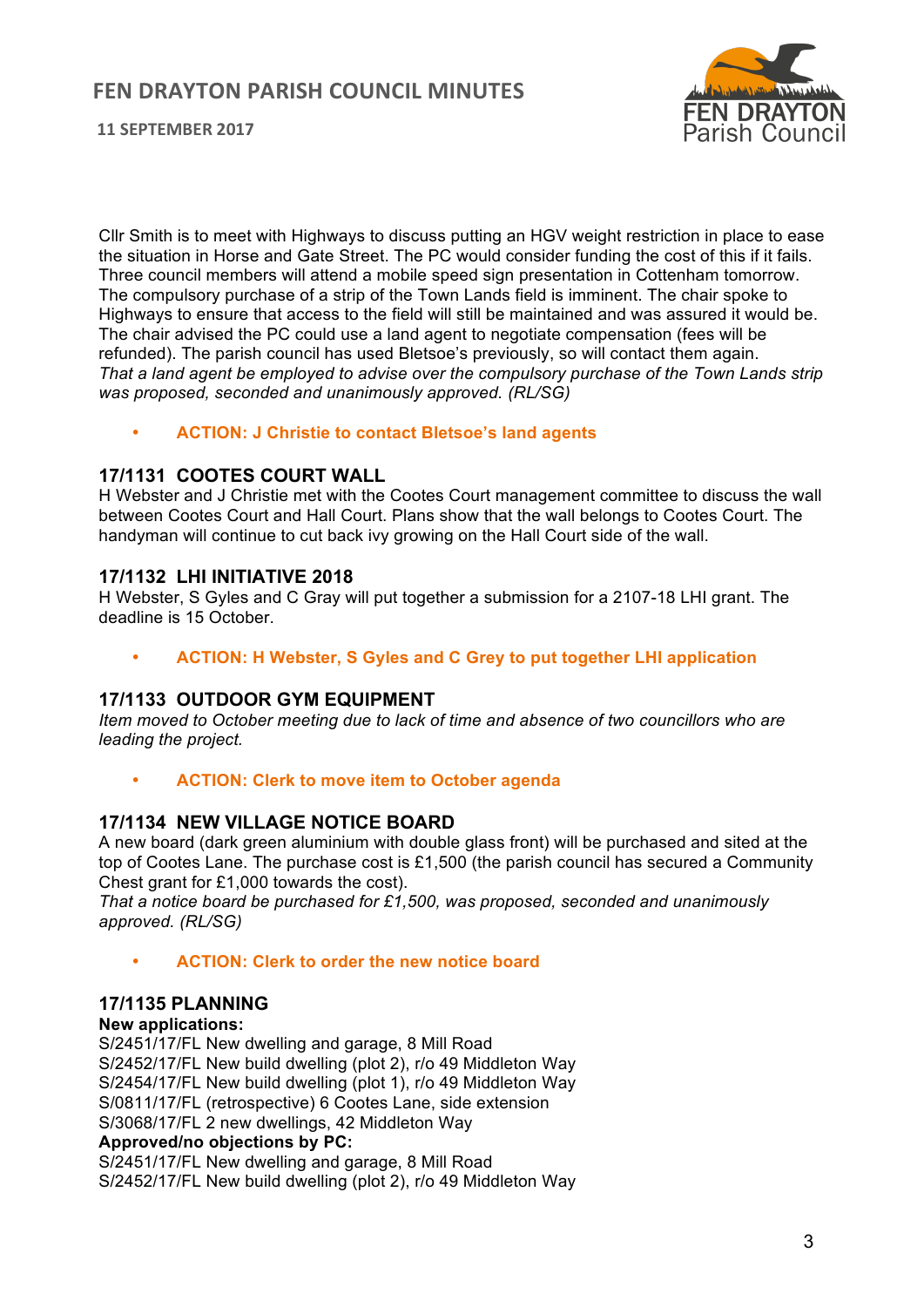Cllr Smith is to meet with Highways to discuss putting an HGV weight restriction in place to ease the situation in Horse and Gate Street. The PC would consider funding the cost of this if it fails. Three council members will attend a mobile speed sign presentation in Cottenham tomorrow. The compulsory purchase of a strip of the Town Lands field is imminent. The chair spoke to Highways to ensure that access to the field will still be maintained and was assured it would be. The chair advised the PC could use a land agent to negotiate compensation (fees will be refunded). The parish council has used Bletsoe's previously, so will contact them again.
*That a land agent be employed to advise over the compulsory purchase of the Town Lands strip was proposed, seconded and unanimously approved. (RL/SG)*

- **ACTION: J Christie to contact Bletsoe's land agents**

### 17/1131 COOTES COURT WALL

H Webster and J Christie met with the Cootes Court management committee to discuss the wall between Cootes Court and Hall Court. Plans show that the wall belongs to Cootes Court. The handyman will continue to cut back ivy growing on the Hall Court side of the wall.

### 17/1132 LHI INITIATIVE 2018

H Webster, S Gyles and C Gray will put together a submission for a 2107-18 LHI grant. The deadline is 15 October.

- **ACTION: H Webster, S Gyles and C Grey to put together LHI application**

### 17/1133 OUTDOOR GYM EQUIPMENT

*Item moved to October meeting due to lack of time and absence of two councillors who are leading the project.*

- **ACTION: Clerk to move item to October agenda**

### 17/1134 NEW VILLAGE NOTICE BOARD

A new board (dark green aluminium with double glass front) will be purchased and sited at the top of Cootes Lane. The purchase cost is £1,500 (the parish council has secured a Community Chest grant for £1,000 towards the cost).
*That a notice board be purchased for £1,500, was proposed, seconded and unanimously approved. (RL/SG)*

- **ACTION: Clerk to order the new notice board**

### 17/1135 PLANNING

**New applications:**
S/2451/17/FL New dwelling and garage, 8 Mill Road
S/2452/17/FL New build dwelling (plot 2), r/o 49 Middleton Way
S/2454/17/FL New build dwelling (plot 1), r/o 49 Middleton Way
S/0811/17/FL (retrospective) 6 Cootes Lane, side extension
S/3068/17/FL 2 new dwellings, 42 Middleton Way
**Approved/no objections by PC:**
S/2451/17/FL New dwelling and garage, 8 Mill Road
S/2452/17/FL New build dwelling (plot 2), r/o 49 Middleton Way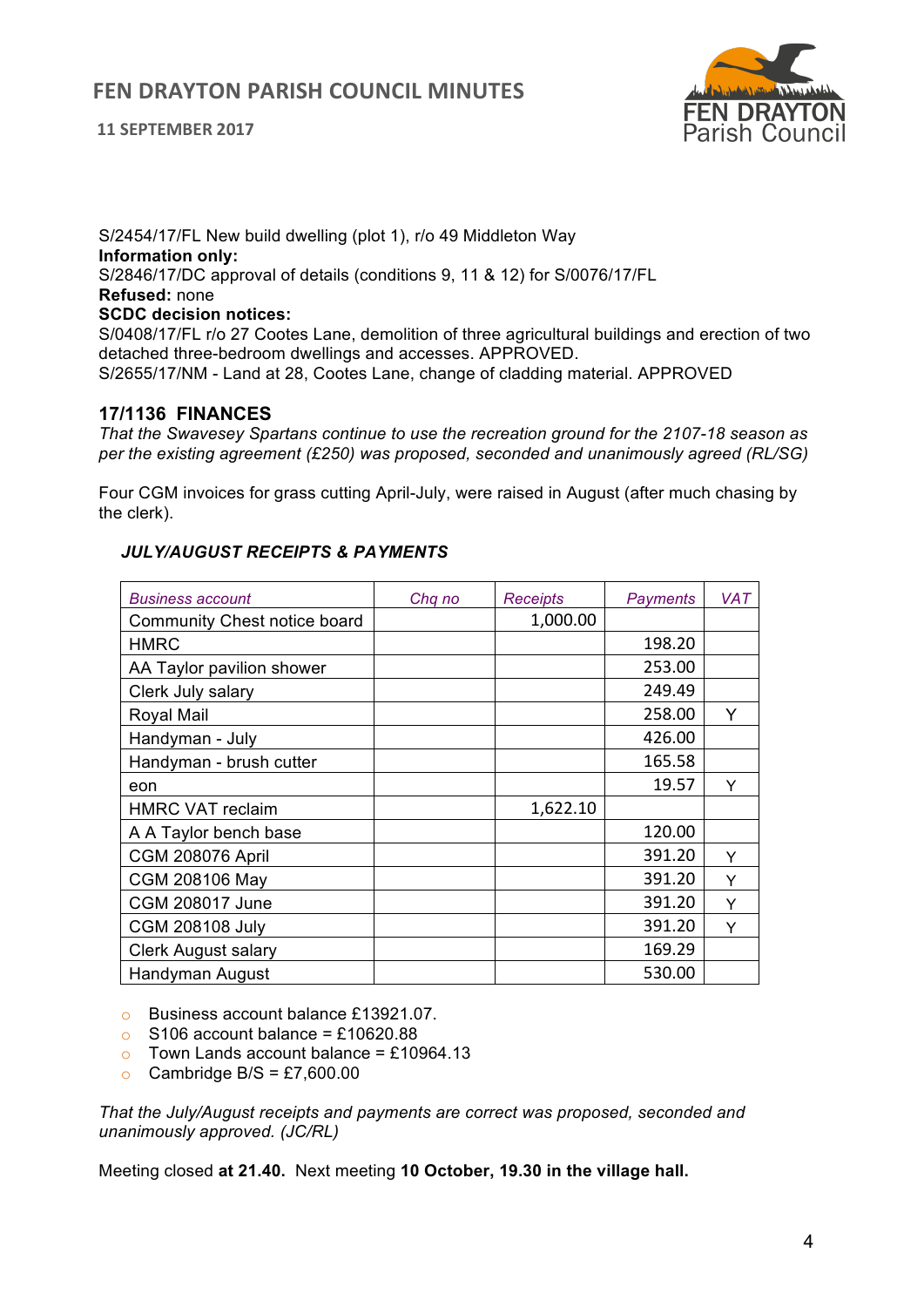S/2454/17/FL New build dwelling (plot 1), r/o 49 Middleton Way
**Information only:**
S/2846/17/DC approval of details (conditions 9, 11 & 12) for S/0076/17/FL
**Refused:** none
**SCDC decision notices:**
S/0408/17/FL r/o 27 Cootes Lane, demolition of three agricultural buildings and erection of two detached three-bedroom dwellings and accesses. APPROVED.
S/2655/17/NM - Land at 28, Cootes Lane, change of cladding material. APPROVED

## 17/1136 FINANCES

*That the Swavesey Spartans continue to use the recreation ground for the 2107-18 season as per the existing agreement (£250) was proposed, seconded and unanimously agreed (RL/SG)*

Four CGM invoices for grass cutting April-July, were raised in August (after much chasing by the clerk).

### *JULY/AUGUST RECEIPTS & PAYMENTS*

| *Business account* | *Chq no* | *Receipts* | *Payments* | *VAT* |
|---|---|---|---|---|
| Community Chest notice board | | 1,000.00 | | |
| HMRC | | | 198.20 | |
| AA Taylor pavilion shower | | | 253.00 | |
| Clerk July salary | | | 249.49 | |
| Royal Mail | | | 258.00 | Y |
| Handyman - July | | | 426.00 | |
| Handyman - brush cutter | | | 165.58 | |
| eon | | | 19.57 | Y |
| HMRC VAT reclaim | | 1,622.10 | | |
| A A Taylor bench base | | | 120.00 | |
| CGM 208076 April | | | 391.20 | Y |
| CGM 208106 May | | | 391.20 | Y |
| CGM 208017 June | | | 391.20 | Y |
| CGM 208108 July | | | 391.20 | Y |
| Clerk August salary | | | 169.29 | |
| Handyman August | | | 530.00 | |

- Business account balance £13921.07.
- S106 account balance = £10620.88
- Town Lands account balance = £10964.13
- Cambridge B/S = £7,600.00

*That the July/August receipts and payments are correct was proposed, seconded and unanimously approved. (JC/RL)*

Meeting closed **at 21.40.** Next meeting **10 October, 19.30 in the village hall.**